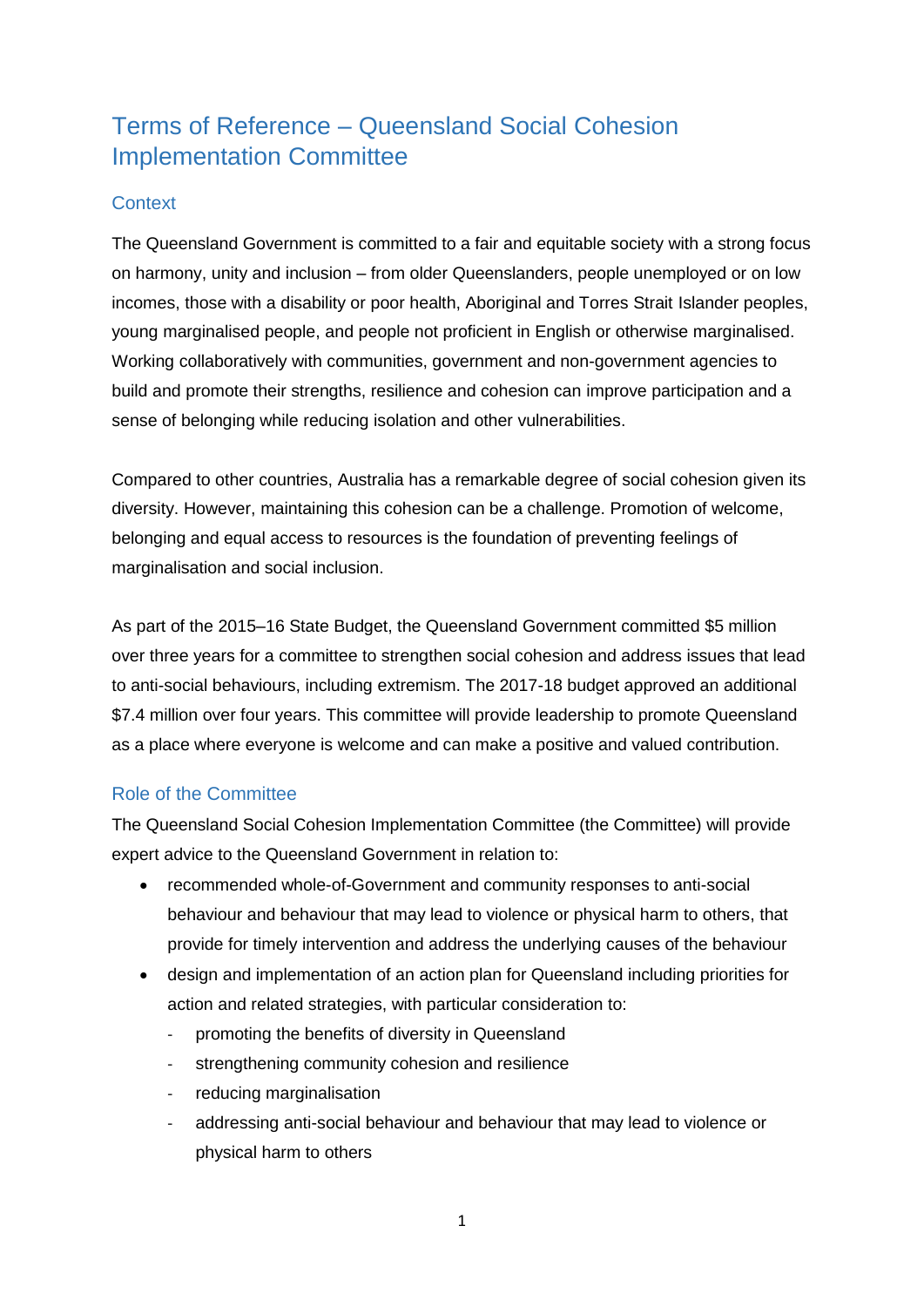# Terms of Reference – Queensland Social Cohesion Implementation Committee

## Context

The Queensland Government is committed to a fair and equitable society with a strong focus on harmony, unity and inclusion – from older Queenslanders, people unemployed or on low incomes, those with a disability or poor health, Aboriginal and Torres Strait Islander peoples, young marginalised people, and people not proficient in English or otherwise marginalised. Working collaboratively with communities, government and non-government agencies to build and promote their strengths, resilience and cohesion can improve participation and a sense of belonging while reducing isolation and other vulnerabilities.

Compared to other countries, Australia has a remarkable degree of social cohesion given its diversity. However, maintaining this cohesion can be a challenge. Promotion of welcome, belonging and equal access to resources is the foundation of preventing feelings of marginalisation and social inclusion.

As part of the 2015–16 State Budget, the Queensland Government committed $5 million over three years for a committee to strengthen social cohesion and address issues that lead to anti-social behaviours, including extremism. The 2017-18 budget approved an additional $7.4 million over four years. This committee will provide leadership to promote Queensland as a place where everyone is welcome and can make a positive and valued contribution.

## Role of the Committee

The Queensland Social Cohesion Implementation Committee (the Committee) will provide expert advice to the Queensland Government in relation to:

- recommended whole-of-Government and community responses to anti-social behaviour and behaviour that may lead to violence or physical harm to others, that provide for timely intervention and address the underlying causes of the behaviour
- design and implementation of an action plan for Queensland including priorities for action and related strategies, with particular consideration to:
  - promoting the benefits of diversity in Queensland
  - strengthening community cohesion and resilience
  - reducing marginalisation
  - addressing anti-social behaviour and behaviour that may lead to violence or physical harm to others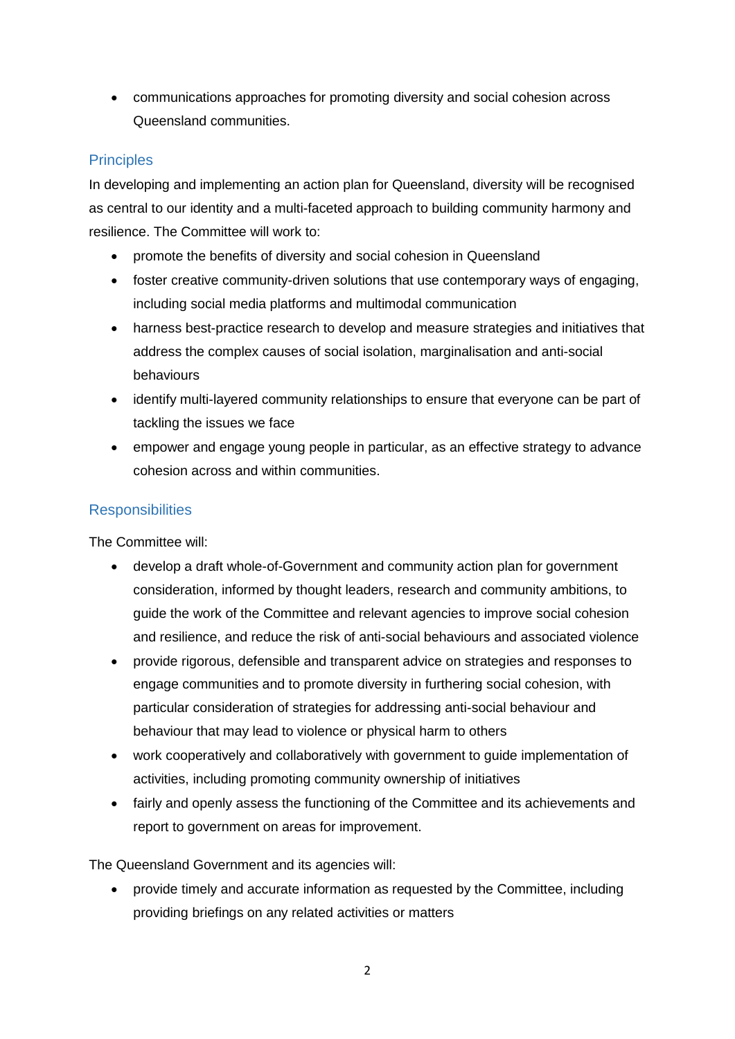- communications approaches for promoting diversity and social cohesion across Queensland communities.

## Principles

In developing and implementing an action plan for Queensland, diversity will be recognised as central to our identity and a multi-faceted approach to building community harmony and resilience. The Committee will work to:

- promote the benefits of diversity and social cohesion in Queensland
- foster creative community-driven solutions that use contemporary ways of engaging, including social media platforms and multimodal communication
- harness best-practice research to develop and measure strategies and initiatives that address the complex causes of social isolation, marginalisation and anti-social behaviours
- identify multi-layered community relationships to ensure that everyone can be part of tackling the issues we face
- empower and engage young people in particular, as an effective strategy to advance cohesion across and within communities.

## Responsibilities

The Committee will:

- develop a draft whole-of-Government and community action plan for government consideration, informed by thought leaders, research and community ambitions, to guide the work of the Committee and relevant agencies to improve social cohesion and resilience, and reduce the risk of anti-social behaviours and associated violence
- provide rigorous, defensible and transparent advice on strategies and responses to engage communities and to promote diversity in furthering social cohesion, with particular consideration of strategies for addressing anti-social behaviour and behaviour that may lead to violence or physical harm to others
- work cooperatively and collaboratively with government to guide implementation of activities, including promoting community ownership of initiatives
- fairly and openly assess the functioning of the Committee and its achievements and report to government on areas for improvement.

The Queensland Government and its agencies will:

- provide timely and accurate information as requested by the Committee, including providing briefings on any related activities or matters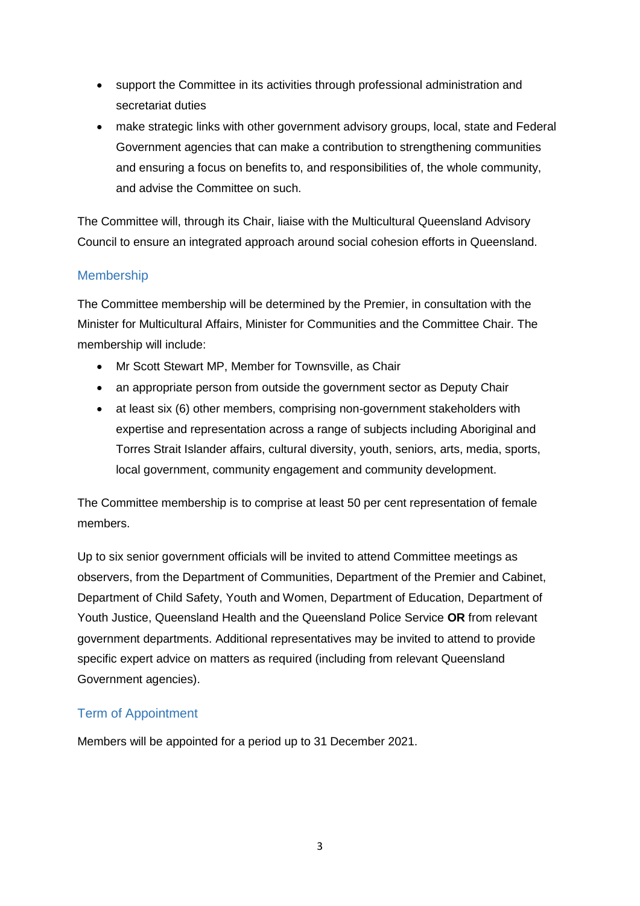- support the Committee in its activities through professional administration and secretariat duties
- make strategic links with other government advisory groups, local, state and Federal Government agencies that can make a contribution to strengthening communities and ensuring a focus on benefits to, and responsibilities of, the whole community, and advise the Committee on such.

The Committee will, through its Chair, liaise with the Multicultural Queensland Advisory Council to ensure an integrated approach around social cohesion efforts in Queensland.

## Membership

The Committee membership will be determined by the Premier, in consultation with the Minister for Multicultural Affairs, Minister for Communities and the Committee Chair. The membership will include:

- Mr Scott Stewart MP, Member for Townsville, as Chair
- an appropriate person from outside the government sector as Deputy Chair
- at least six (6) other members, comprising non-government stakeholders with expertise and representation across a range of subjects including Aboriginal and Torres Strait Islander affairs, cultural diversity, youth, seniors, arts, media, sports, local government, community engagement and community development.

The Committee membership is to comprise at least 50 per cent representation of female members.

Up to six senior government officials will be invited to attend Committee meetings as observers, from the Department of Communities, Department of the Premier and Cabinet, Department of Child Safety, Youth and Women, Department of Education, Department of Youth Justice, Queensland Health and the Queensland Police Service **OR** from relevant government departments. Additional representatives may be invited to attend to provide specific expert advice on matters as required (including from relevant Queensland Government agencies).

## Term of Appointment

Members will be appointed for a period up to 31 December 2021.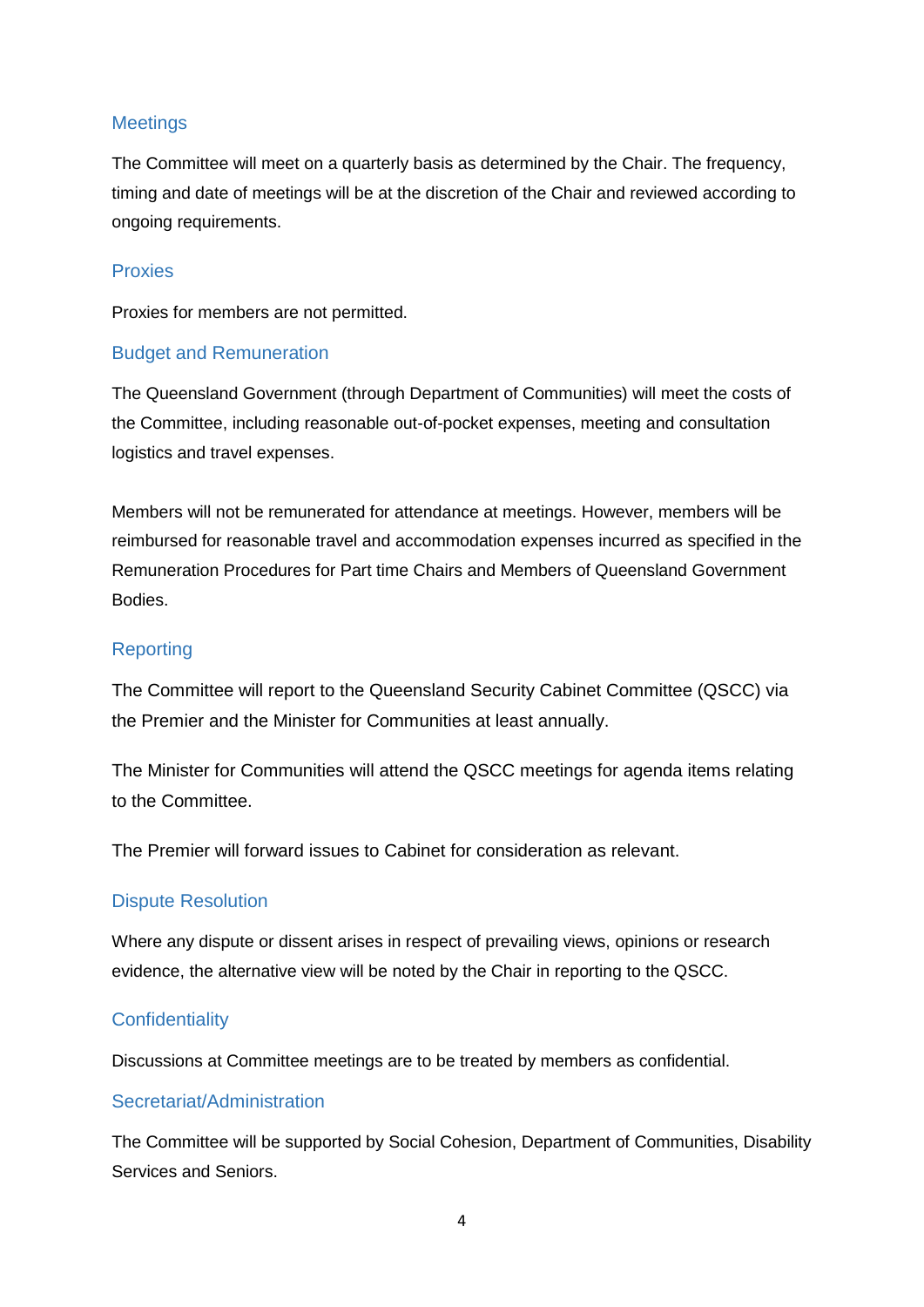## Meetings

The Committee will meet on a quarterly basis as determined by the Chair. The frequency, timing and date of meetings will be at the discretion of the Chair and reviewed according to ongoing requirements.

## Proxies

Proxies for members are not permitted.

## Budget and Remuneration

The Queensland Government (through Department of Communities) will meet the costs of the Committee, including reasonable out-of-pocket expenses, meeting and consultation logistics and travel expenses.

Members will not be remunerated for attendance at meetings. However, members will be reimbursed for reasonable travel and accommodation expenses incurred as specified in the Remuneration Procedures for Part time Chairs and Members of Queensland Government Bodies.

## Reporting

The Committee will report to the Queensland Security Cabinet Committee (QSCC) via the Premier and the Minister for Communities at least annually.

The Minister for Communities will attend the QSCC meetings for agenda items relating to the Committee.

The Premier will forward issues to Cabinet for consideration as relevant.

## Dispute Resolution

Where any dispute or dissent arises in respect of prevailing views, opinions or research evidence, the alternative view will be noted by the Chair in reporting to the QSCC.

## Confidentiality

Discussions at Committee meetings are to be treated by members as confidential.

## Secretariat/Administration

The Committee will be supported by Social Cohesion, Department of Communities, Disability Services and Seniors.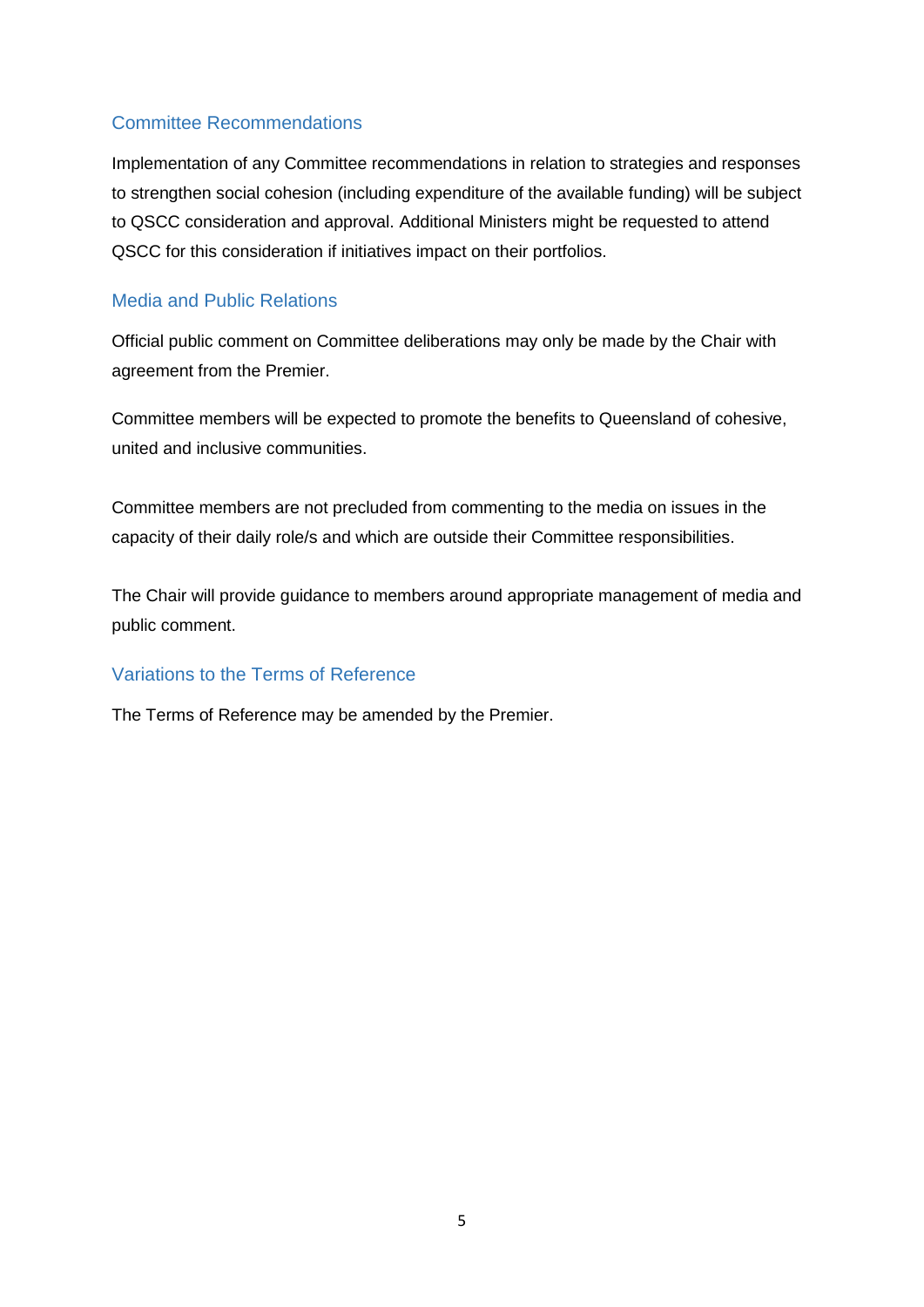## Committee Recommendations

Implementation of any Committee recommendations in relation to strategies and responses to strengthen social cohesion (including expenditure of the available funding) will be subject to QSCC consideration and approval. Additional Ministers might be requested to attend QSCC for this consideration if initiatives impact on their portfolios.

## Media and Public Relations

Official public comment on Committee deliberations may only be made by the Chair with agreement from the Premier.

Committee members will be expected to promote the benefits to Queensland of cohesive, united and inclusive communities.

Committee members are not precluded from commenting to the media on issues in the capacity of their daily role/s and which are outside their Committee responsibilities.

The Chair will provide guidance to members around appropriate management of media and public comment.

## Variations to the Terms of Reference

The Terms of Reference may be amended by the Premier.